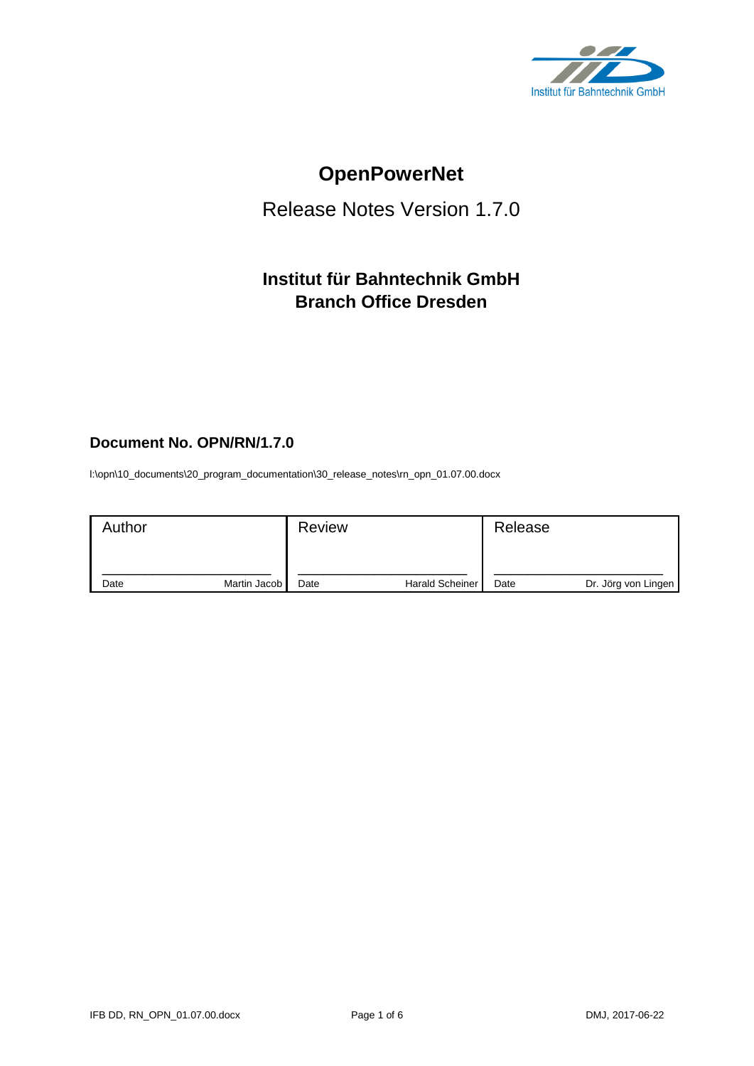# OpenPowerNet

Release Notes Version 1.7.0

**Institut für Bahntechnik GmbH**
**Branch Office Dresden**

**Document No. OPN/RN/1.7.0**

I:\opn\10_documents\20_program_documentation\30_release_notes\rn_opn_01.07.00.docx

| Author | Review | Release |
|---|---|---|
| Date Martin Jacob | Date Harald Scheiner | Date Dr. Jörg von Lingen |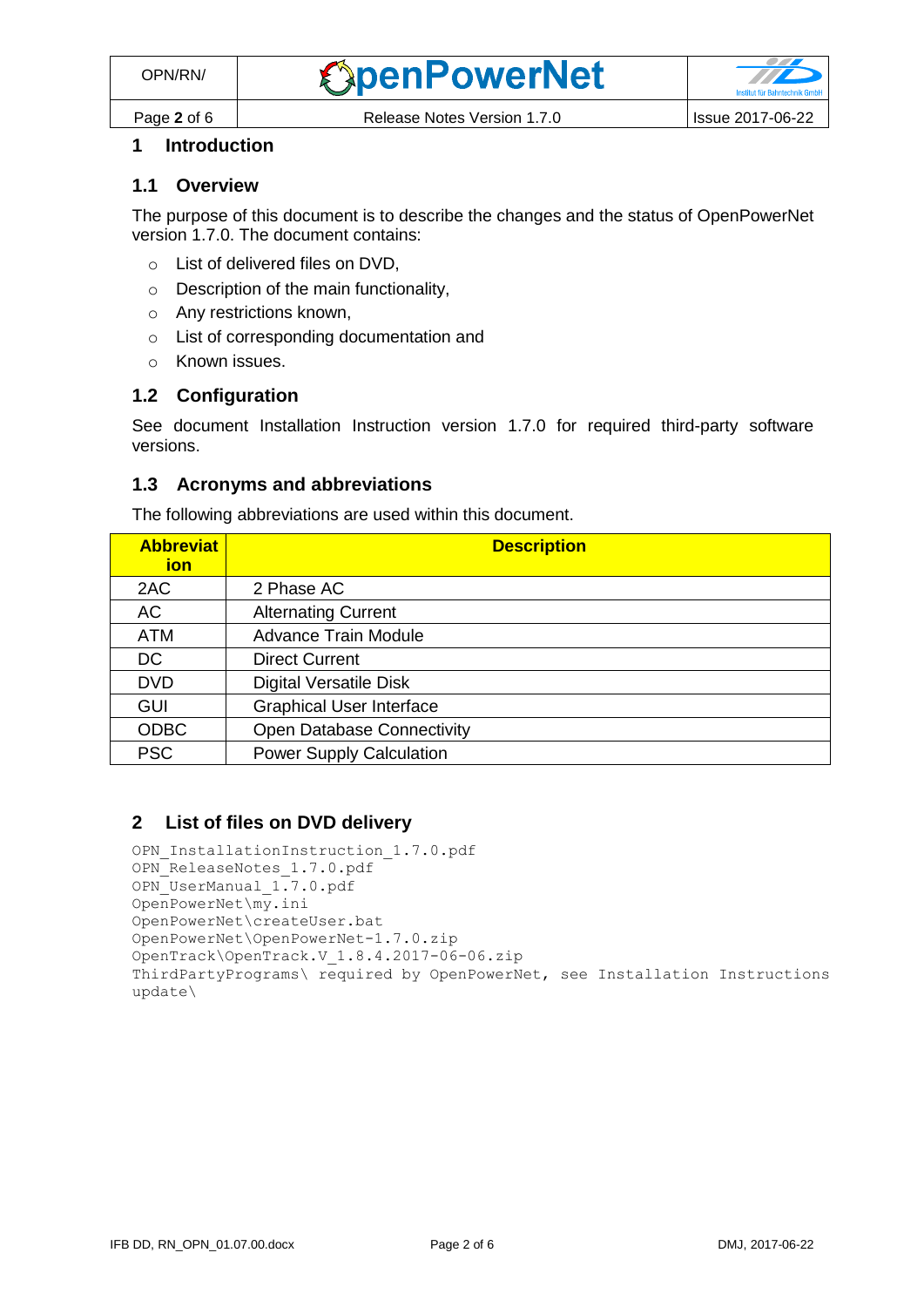# 1 Introduction

## 1.1 Overview

The purpose of this document is to describe the changes and the status of OpenPowerNet version 1.7.0. The document contains:

- List of delivered files on DVD,
- Description of the main functionality,
- Any restrictions known,
- List of corresponding documentation and
- Known issues.

## 1.2 Configuration

See document Installation Instruction version 1.7.0 for required third-party software versions.

## 1.3 Acronyms and abbreviations

The following abbreviations are used within this document.

| Abbreviation | Description |
|---|---|
| 2AC | 2 Phase AC |
| AC | Alternating Current |
| ATM | Advance Train Module |
| DC | Direct Current |
| DVD | Digital Versatile Disk |
| GUI | Graphical User Interface |
| ODBC | Open Database Connectivity |
| PSC | Power Supply Calculation |

# 2 List of files on DVD delivery

```
OPN_InstallationInstruction_1.7.0.pdf
OPN_ReleaseNotes_1.7.0.pdf
OPN_UserManual_1.7.0.pdf
OpenPowerNet\my.ini
OpenPowerNet\createUser.bat
OpenPowerNet\OpenPowerNet-1.7.0.zip
OpenTrack\OpenTrack.V_1.8.4.2017-06-06.zip
ThirdPartyPrograms\ required by OpenPowerNet, see Installation Instructions
update\
```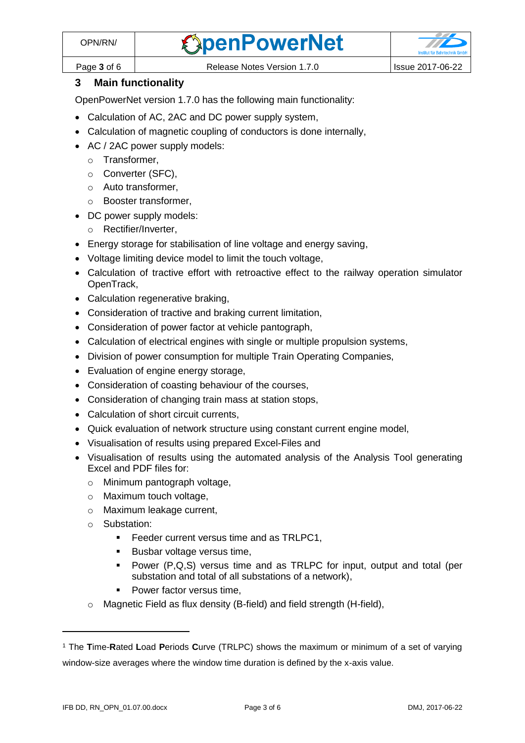## 3 Main functionality

OpenPowerNet version 1.7.0 has the following main functionality:

- Calculation of AC, 2AC and DC power supply system,
- Calculation of magnetic coupling of conductors is done internally,
- AC / 2AC power supply models:
  - Transformer,
  - Converter (SFC),
  - Auto transformer,
  - Booster transformer,
- DC power supply models:
  - Rectifier/Inverter,
- Energy storage for stabilisation of line voltage and energy saving,
- Voltage limiting device model to limit the touch voltage,
- Calculation of tractive effort with retroactive effect to the railway operation simulator OpenTrack,
- Calculation regenerative braking,
- Consideration of tractive and braking current limitation,
- Consideration of power factor at vehicle pantograph,
- Calculation of electrical engines with single or multiple propulsion systems,
- Division of power consumption for multiple Train Operating Companies,
- Evaluation of engine energy storage,
- Consideration of coasting behaviour of the courses,
- Consideration of changing train mass at station stops,
- Calculation of short circuit currents,
- Quick evaluation of network structure using constant current engine model,
- Visualisation of results using prepared Excel-Files and
- Visualisation of results using the automated analysis of the Analysis Tool generating Excel and PDF files for:
  - Minimum pantograph voltage,
  - Maximum touch voltage,
  - Maximum leakage current,
  - Substation:
    - Feeder current versus time and as TRLPC[1],
    - Busbar voltage versus time,
    - Power (P,Q,S) versus time and as TRLPC for input, output and total (per substation and total of all substations of a network),
    - Power factor versus time,
  - Magnetic Field as flux density (B-field) and field strength (H-field),

[1] The **T**ime-**R**ated **L**oad **P**eriods **C**urve (TRLPC) shows the maximum or minimum of a set of varying window-size averages where the window time duration is defined by the x-axis value.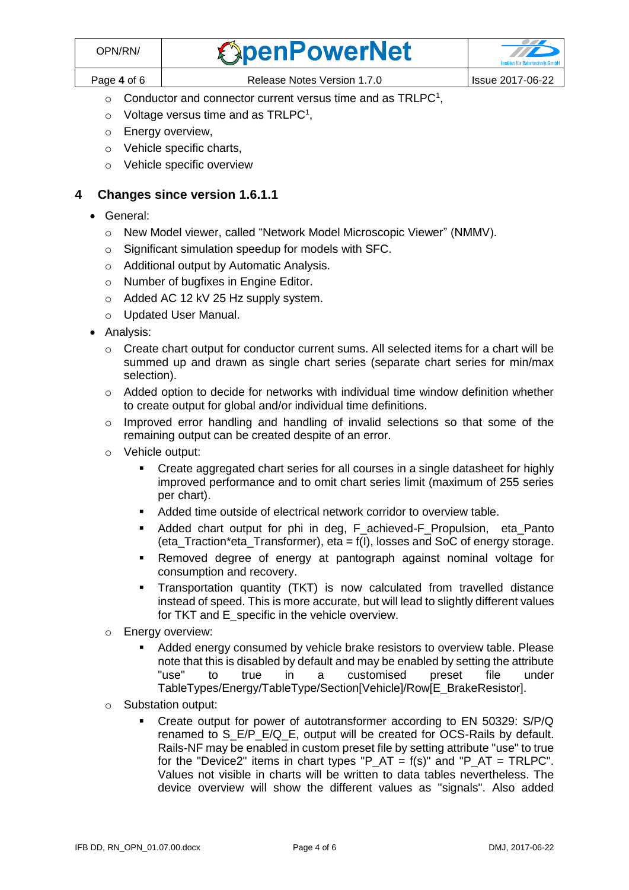- Conductor and connector current versus time and as TRLPC[1],
- Voltage versus time and as TRLPC[1],
- Energy overview,
- Vehicle specific charts,
- Vehicle specific overview

## 4 Changes since version 1.6.1.1

- General:
  - New Model viewer, called "Network Model Microscopic Viewer" (NMMV).
  - Significant simulation speedup for models with SFC.
  - Additional output by Automatic Analysis.
  - Number of bugfixes in Engine Editor.
  - Added AC 12 kV 25 Hz supply system.
  - Updated User Manual.
- Analysis:
  - Create chart output for conductor current sums. All selected items for a chart will be summed up and drawn as single chart series (separate chart series for min/max selection).
  - Added option to decide for networks with individual time window definition whether to create output for global and/or individual time definitions.
  - Improved error handling and handling of invalid selections so that some of the remaining output can be created despite of an error.
  - Vehicle output:
    - Create aggregated chart series for all courses in a single datasheet for highly improved performance and to omit chart series limit (maximum of 255 series per chart).
    - Added time outside of electrical network corridor to overview table.
    - Added chart output for phi in deg, F_achieved-F_Propulsion, eta_Panto (eta_Traction*eta_Transformer), eta = f(I), losses and SoC of energy storage.
    - Removed degree of energy at pantograph against nominal voltage for consumption and recovery.
    - Transportation quantity (TKT) is now calculated from travelled distance instead of speed. This is more accurate, but will lead to slightly different values for TKT and E_specific in the vehicle overview.
  - Energy overview:
    - Added energy consumed by vehicle brake resistors to overview table. Please note that this is disabled by default and may be enabled by setting the attribute "use" to true in a customised preset file under TableTypes/Energy/TableType/Section[Vehicle]/Row[E_BrakeResistor].
  - Substation output:
    - Create output for power of autotransformer according to EN 50329: S/P/Q renamed to S_E/P_E/Q_E, output will be created for OCS-Rails by default. Rails-NF may be enabled in custom preset file by setting attribute "use" to true for the "Device2" items in chart types "P_AT = f(s)" and "P_AT = TRLPC". Values not visible in charts will be written to data tables nevertheless. The device overview will show the different values as "signals". Also added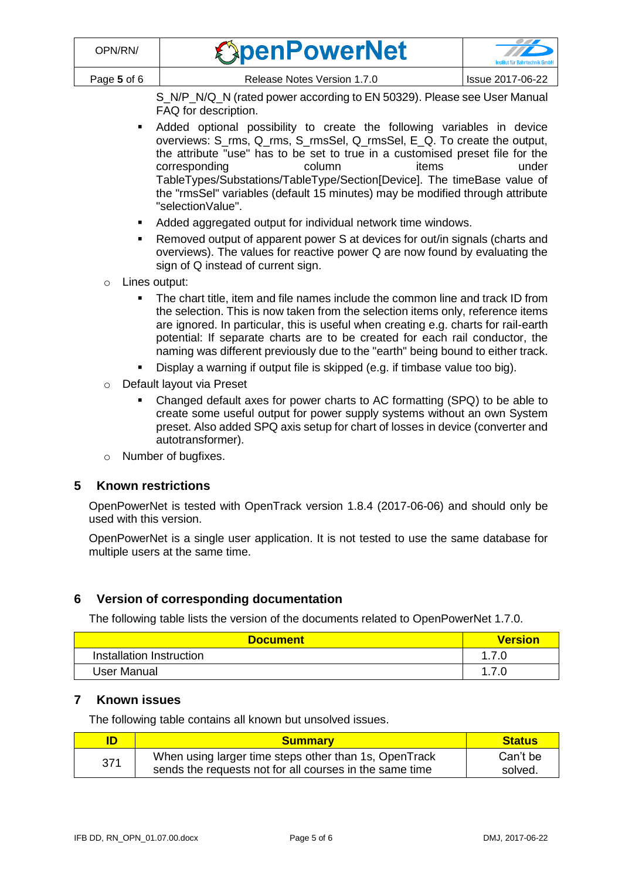S_N/P_N/Q_N (rated power according to EN 50329). Please see User Manual FAQ for description.

        - Added optional possibility to create the following variables in device overviews: S_rms, Q_rms, S_rmsSel, Q_rmsSel, E_Q. To create the output, the attribute "use" has to be set to true in a customised preset file for the corresponding column items under TableTypes/Substations/TableType/Section[Device]. The timeBase value of the "rmsSel" variables (default 15 minutes) may be modified through attribute "selectionValue".
        - Added aggregated output for individual network time windows.
        - Removed output of apparent power S at devices for out/in signals (charts and overviews). The values for reactive power Q are now found by evaluating the sign of Q instead of current sign.
    - Lines output:
        - The chart title, item and file names include the common line and track ID from the selection. This is now taken from the selection items only, reference items are ignored. In particular, this is useful when creating e.g. charts for rail-earth potential: If separate charts are to be created for each rail conductor, the naming was different previously due to the "earth" being bound to either track.
        - Display a warning if output file is skipped (e.g. if timbase value too big).
    - Default layout via Preset
        - Changed default axes for power charts to AC formatting (SPQ) to be able to create some useful output for power supply systems without an own System preset. Also added SPQ axis setup for chart of losses in device (converter and autotransformer).
    - Number of bugfixes.

## 5 Known restrictions

OpenPowerNet is tested with OpenTrack version 1.8.4 (2017-06-06) and should only be used with this version.

OpenPowerNet is a single user application. It is not tested to use the same database for multiple users at the same time.

## 6 Version of corresponding documentation

The following table lists the version of the documents related to OpenPowerNet 1.7.0.

| Document | Version |
|---|---|
| Installation Instruction | 1.7.0 |
| User Manual | 1.7.0 |

## 7 Known issues

The following table contains all known but unsolved issues.

| ID | Summary | Status |
|---|---|---|
| 371 | When using larger time steps other than 1s, OpenTrack sends the requests not for all courses in the same time | Can't be solved. |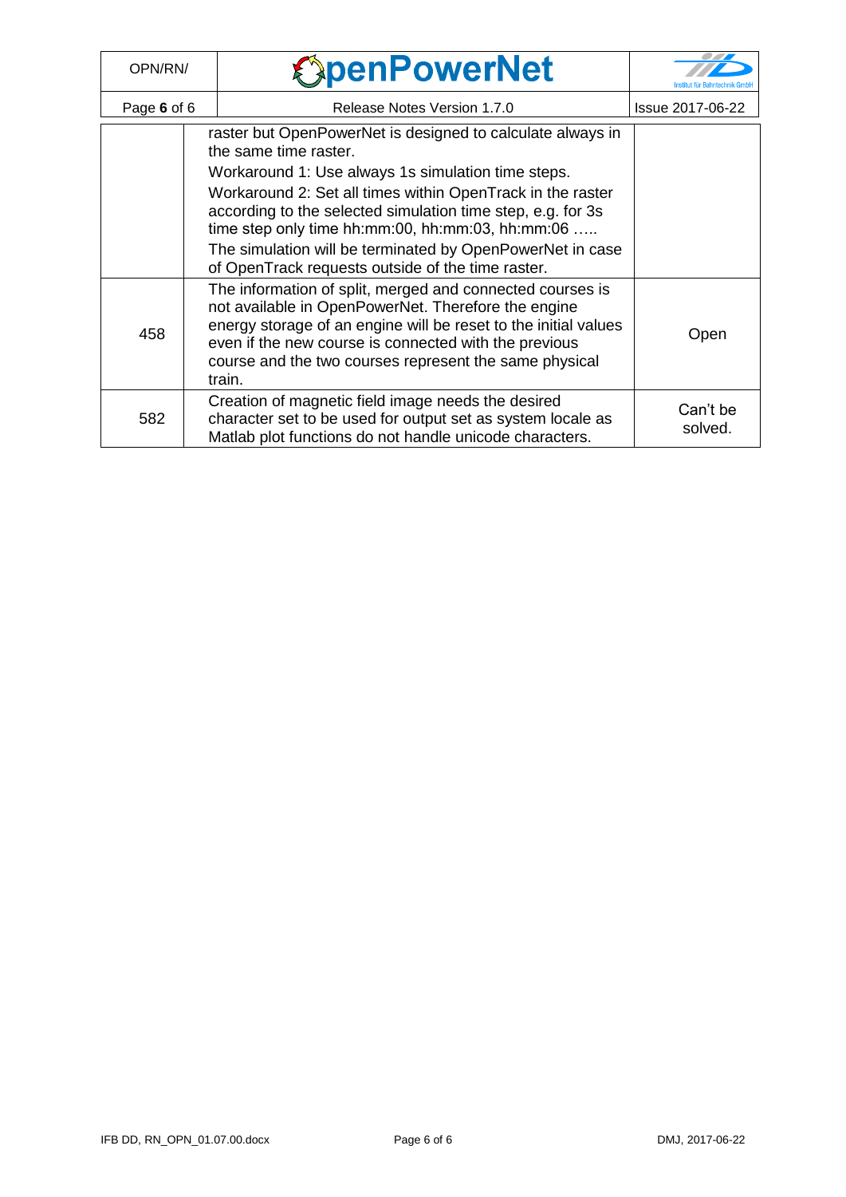| | | |
|---|---|---|
| | raster but OpenPowerNet is designed to calculate always in the same time raster.<br>Workaround 1: Use always 1s simulation time steps.<br>Workaround 2: Set all times within OpenTrack in the raster according to the selected simulation time step, e.g. for 3s time step only time hh:mm:00, hh:mm:03, hh:mm:06 …..<br>The simulation will be terminated by OpenPowerNet in case of OpenTrack requests outside of the time raster. | |
| 458 | The information of split, merged and connected courses is not available in OpenPowerNet. Therefore the engine energy storage of an engine will be reset to the initial values even if the new course is connected with the previous course and the two courses represent the same physical train. | Open |
| 582 | Creation of magnetic field image needs the desired character set to be used for output set as system locale as Matlab plot functions do not handle unicode characters. | Can't be solved. |